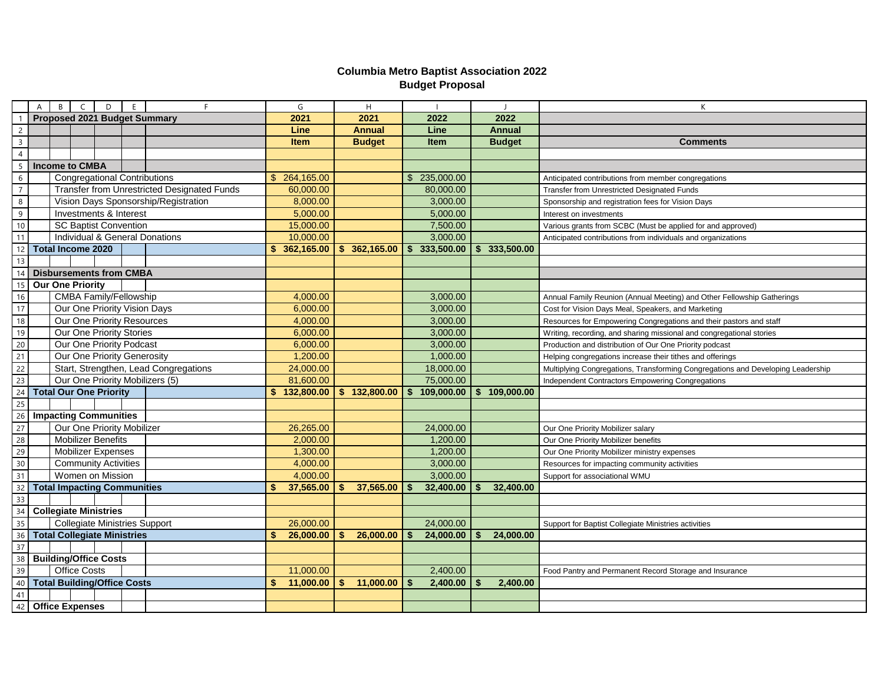# Columbia Metro Baptist Association 2022
## Budget Proposal

| Proposed 2021 Budget Summary | 2021 Line Item | 2021 Annual Budget | 2022 Line Item | 2022 Annual Budget | Comments |
|---|---|---|---|---|---|
| **Income to CMBA** | | | | | |
| Congregational Contributions | $ 264,165.00 | | $ 235,000.00 | | Anticipated contributions from member congregations |
| Transfer from Unrestricted Designated Funds | 60,000.00 | | 80,000.00 | | Transfer from Unrestricted Designated Funds |
| Vision Days Sponsorship/Registration | 8,000.00 | | 3,000.00 | | Sponsorship and registration fees for Vision Days |
| Investments & Interest | 5,000.00 | | 5,000.00 | | Interest on investments |
| SC Baptist Convention | 15,000.00 | | 7,500.00 | | Various grants from SCBC (Must be applied for and approved) |
| Individual & General Donations | 10,000.00 | | 3,000.00 | | Anticipated contributions from individuals and organizations |
| **Total Income 2020** | **$ 362,165.00** | **$ 362,165.00** | **$ 333,500.00** | **$ 333,500.00** | |
| | | | | | |
| **Disbursements from CMBA** | | | | | |
| **Our One Priority** | | | | | |
| CMBA Family/Fellowship | 4,000.00 | | 3,000.00 | | Annual Family Reunion (Annual Meeting) and Other Fellowship Gatherings |
| Our One Priority Vision Days | 6,000.00 | | 3,000.00 | | Cost for Vision Days Meal, Speakers, and Marketing |
| Our One Priority Resources | 4,000.00 | | 3,000.00 | | Resources for Empowering Congregations and their pastors and staff |
| Our One Priority Stories | 6,000.00 | | 3,000.00 | | Writing, recording, and sharing missional and congregational stories |
| Our One Priority Podcast | 6,000.00 | | 3,000.00 | | Production and distribution of Our One Priority podcast |
| Our One Priority Generosity | 1,200.00 | | 1,000.00 | | Helping congregations increase their tithes and offerings |
| Start, Strengthen, Lead Congregations | 24,000.00 | | 18,000.00 | | Multiplying Congregations, Transforming Congregations and Developing Leadership |
| Our One Priority Mobilizers (5) | 81,600.00 | | 75,000.00 | | Independent Contractors Empowering Congregations |
| **Total Our One Priority** | **$ 132,800.00** | **$ 132,800.00** | **$ 109,000.00** | **$ 109,000.00** | |
| | | | | | |
| **Impacting Communities** | | | | | |
| Our One Priority Mobilizer | 26,265.00 | | 24,000.00 | | Our One Priority Mobilizer salary |
| Mobilizer Benefits | 2,000.00 | | 1,200.00 | | Our One Priority Mobilizer benefits |
| Mobilizer Expenses | 1,300.00 | | 1,200.00 | | Our One Priority Mobilizer ministry expenses |
| Community Activities | 4,000.00 | | 3,000.00 | | Resources for impacting community activities |
| Women on Mission | 4,000.00 | | 3,000.00 | | Support for associational WMU |
| **Total Impacting Communities** | **$ 37,565.00** | **$ 37,565.00** | **$ 32,400.00** | **$ 32,400.00** | |
| | | | | | |
| **Collegiate Ministries** | | | | | |
| Collegiate Ministries Support | 26,000.00 | | 24,000.00 | | Support for Baptist Collegiate Ministries activities |
| **Total Collegiate Ministries** | **$ 26,000.00** | **$ 26,000.00** | **$ 24,000.00** | **$ 24,000.00** | |
| | | | | | |
| **Building/Office Costs** | | | | | |
| Office Costs | 11,000.00 | | 2,400.00 | | Food Pantry and Permanent Record Storage and Insurance |
| **Total Building/Office Costs** | **$ 11,000.00** | **$ 11,000.00** | **$ 2,400.00** | **$ 2,400.00** | |
| | | | | | |
| **Office Expenses** | | | | | |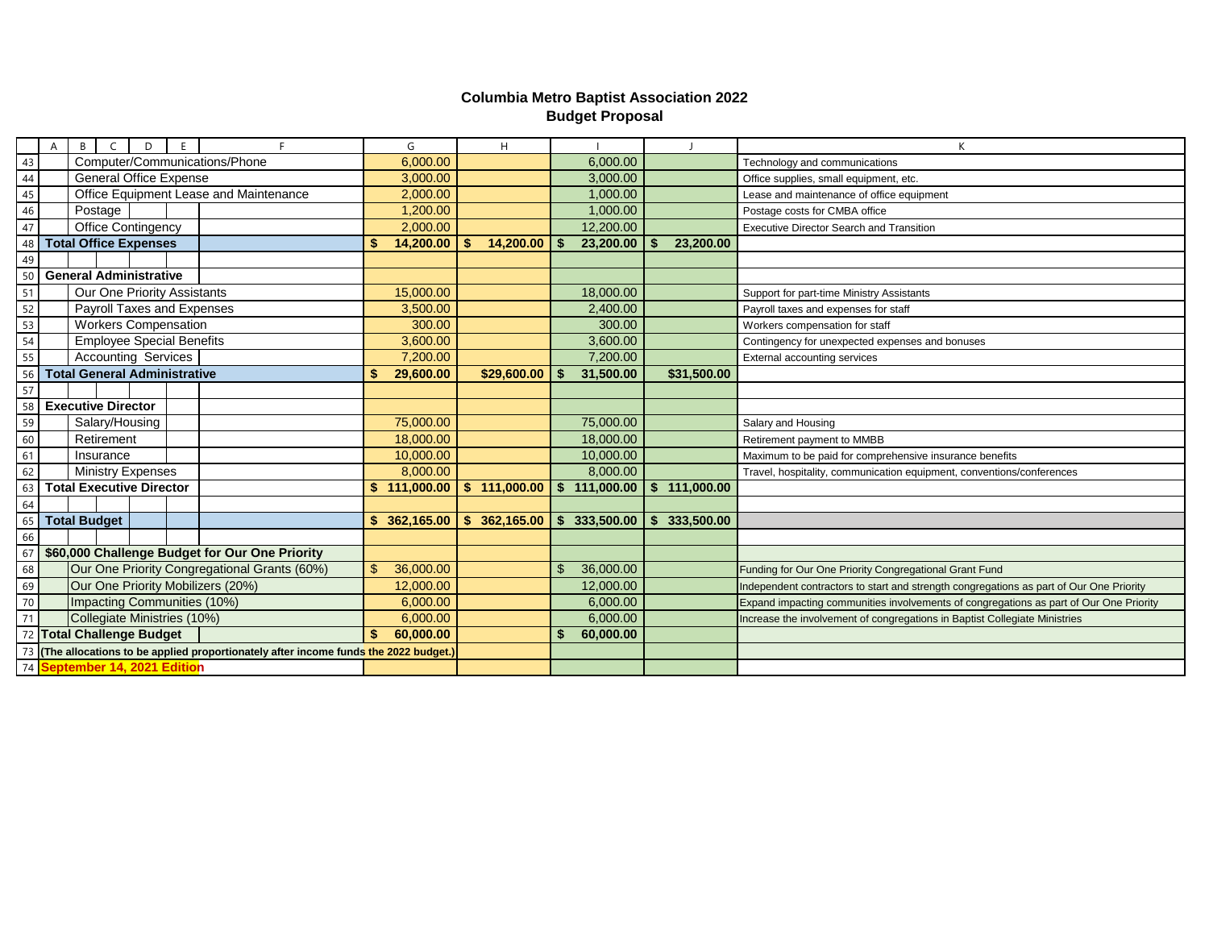# Columbia Metro Baptist Association 2022
## Budget Proposal

| | A–F | G | H | I | J | K |
|---|---|---|---|---|---|---|
| 43 | Computer/Communications/Phone | 6,000.00 | | 6,000.00 | | Technology and communications |
| 44 | General Office Expense | 3,000.00 | | 3,000.00 | | Office supplies, small equipment, etc. |
| 45 | Office Equipment Lease and Maintenance | 2,000.00 | | 1,000.00 | | Lease and maintenance of office equipment |
| 46 | Postage | 1,200.00 | | 1,000.00 | | Postage costs for CMBA office |
| 47 | Office Contingency | 2,000.00 | | 12,200.00 | | Executive Director Search and Transition |
| 48 | **Total Office Expenses** | **$ 14,200.00** | **$ 14,200.00** | **$ 23,200.00** | **$ 23,200.00** | |
| 49 | | | | | | |
| 50 | **General Administrative** | | | | | |
| 51 | Our One Priority Assistants | 15,000.00 | | 18,000.00 | | Support for part-time Ministry Assistants |
| 52 | Payroll Taxes and Expenses | 3,500.00 | | 2,400.00 | | Payroll taxes and expenses for staff |
| 53 | Workers Compensation | 300.00 | | 300.00 | | Workers compensation for staff |
| 54 | Employee Special Benefits | 3,600.00 | | 3,600.00 | | Contingency for unexpected expenses and bonuses |
| 55 | Accounting Services | 7,200.00 | | 7,200.00 | | External accounting services |
| 56 | **Total General Administrative** | **$ 29,600.00** | **$29,600.00** | **$ 31,500.00** | **$31,500.00** | |
| 57 | | | | | | |
| 58 | **Executive Director** | | | | | |
| 59 | Salary/Housing | 75,000.00 | | 75,000.00 | | Salary and Housing |
| 60 | Retirement | 18,000.00 | | 18,000.00 | | Retirement payment to MMBB |
| 61 | Insurance | 10,000.00 | | 10,000.00 | | Maximum to be paid for comprehensive insurance benefits |
| 62 | Ministry Expenses | 8,000.00 | | 8,000.00 | | Travel, hospitality, communication equipment, conventions/conferences |
| 63 | **Total Executive Director** | **$ 111,000.00** | **$ 111,000.00** | **$ 111,000.00** | **$ 111,000.00** | |
| 64 | | | | | | |
| 65 | **Total Budget** | **$ 362,165.00** | **$ 362,165.00** | **$ 333,500.00** | **$ 333,500.00** | |
| 66 | | | | | | |
| 67 | **$60,000 Challenge Budget for Our One Priority** | | | | | |
| 68 | Our One Priority Congregational Grants (60%) | $ 36,000.00 | | $ 36,000.00 | | Funding for Our One Priority Congregational Grant Fund |
| 69 | Our One Priority Mobilizers (20%) | 12,000.00 | | 12,000.00 | | Independent contractors to start and strength congregations as part of Our One Priority |
| 70 | Impacting Communities (10%) | 6,000.00 | | 6,000.00 | | Expand impacting communities involvements of congregations as part of Our One Priority |
| 71 | Collegiate Ministries (10%) | 6,000.00 | | 6,000.00 | | Increase the involvement of congregations in Baptist Collegiate Ministries |
| 72 | **Total Challenge Budget** | **$ 60,000.00** | | **$ 60,000.00** | | |
| 73 | **(The allocations to be applied proportionately after income funds the 2022 budget.)** | | | | | |
| 74 | **September 14, 2021 Edition** | | | | | |